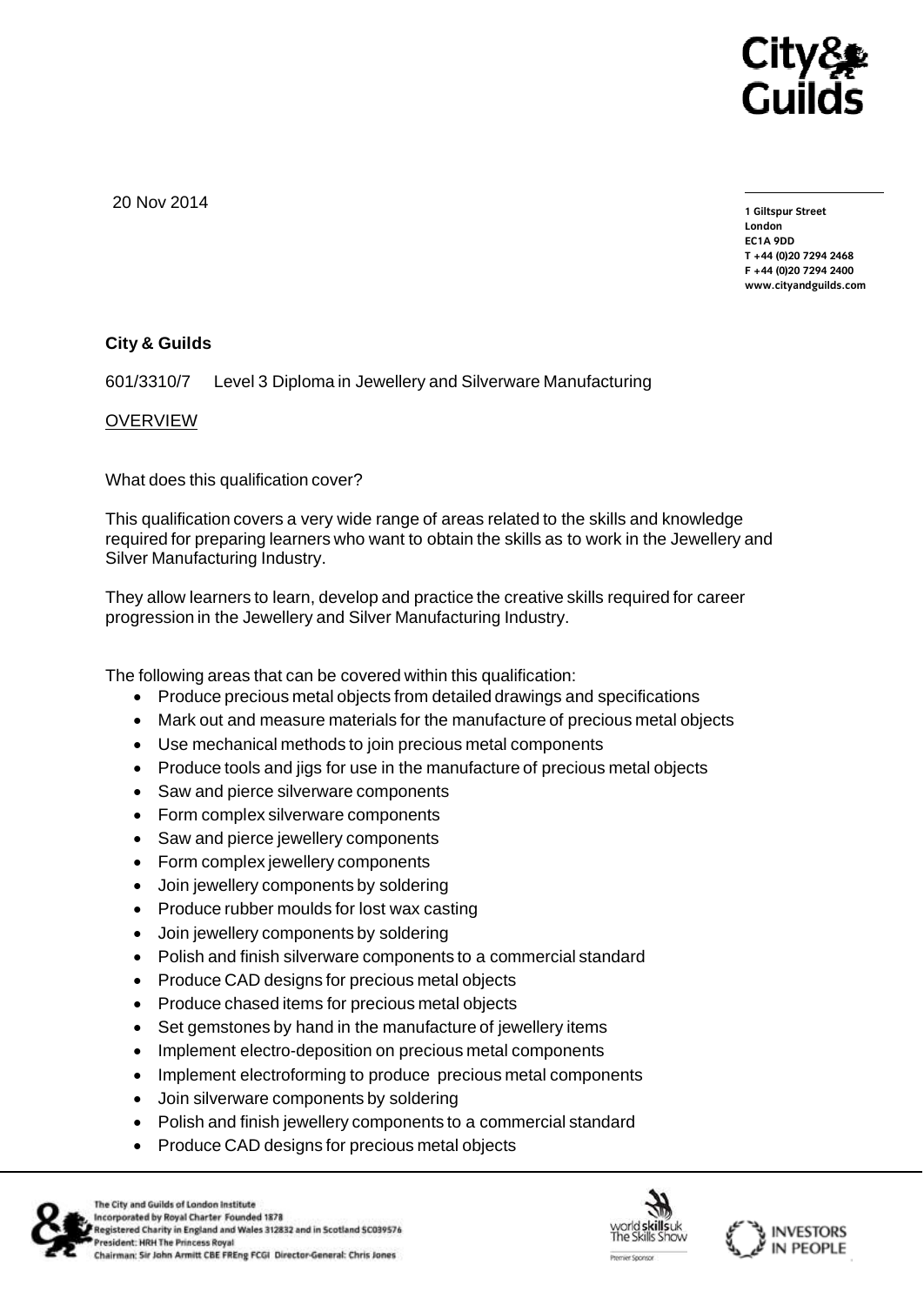20 Nov 2014

1 Giltspur Street
London
EC1A 9DD
T +44 (0)20 7294 2468
F +44 (0)20 7294 2400
www.cityandguilds.com

**City & Guilds**

601/3310/7 Level 3 Diploma in Jewellery and Silverware Manufacturing

<u>OVERVIEW</u>

What does this qualification cover?

This qualification covers a very wide range of areas related to the skills and knowledge required for preparing learners who want to obtain the skills as to work in the Jewellery and Silver Manufacturing Industry.

They allow learners to learn, develop and practice the creative skills required for career progression in the Jewellery and Silver Manufacturing Industry.

The following areas that can be covered within this qualification:

- Produce precious metal objects from detailed drawings and specifications
- Mark out and measure materials for the manufacture of precious metal objects
- Use mechanical methods to join precious metal components
- Produce tools and jigs for use in the manufacture of precious metal objects
- Saw and pierce silverware components
- Form complex silverware components
- Saw and pierce jewellery components
- Form complex jewellery components
- Join jewellery components by soldering
- Produce rubber moulds for lost wax casting
- Join jewellery components by soldering
- Polish and finish silverware components to a commercial standard
- Produce CAD designs for precious metal objects
- Produce chased items for precious metal objects
- Set gemstones by hand in the manufacture of jewellery items
- Implement electro-deposition on precious metal components
- Implement electroforming to produce precious metal components
- Join silverware components by soldering
- Polish and finish jewellery components to a commercial standard
- Produce CAD designs for precious metal objects

The City and Guilds of London Institute
Incorporated by Royal Charter Founded 1878
Registered Charity in England and Wales 312832 and in Scotland SC039576
President: HRH The Princess Royal
Chairman: Sir John Armitt CBE FREng FCGI Director-General: Chris Jones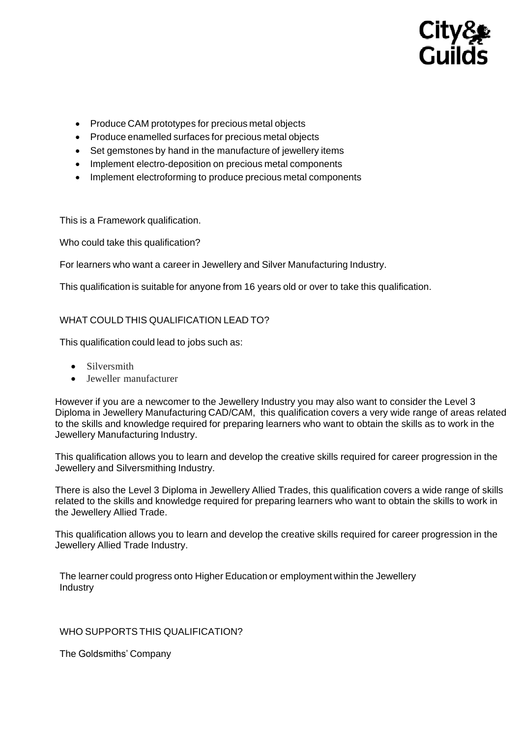- Produce CAM prototypes for precious metal objects
- Produce enamelled surfaces for precious metal objects
- Set gemstones by hand in the manufacture of jewellery items
- Implement electro-deposition on precious metal components
- Implement electroforming to produce precious metal components

This is a Framework qualification.

Who could take this qualification?

For learners who want a career in Jewellery and Silver Manufacturing Industry.

This qualification is suitable for anyone from 16 years old or over to take this qualification.

WHAT COULD THIS QUALIFICATION LEAD TO?

This qualification could lead to jobs such as:

- Silversmith
- Jeweller manufacturer

However if you are a newcomer to the Jewellery Industry you may also want to consider the Level 3 Diploma in Jewellery Manufacturing CAD/CAM, this qualification covers a very wide range of areas related to the skills and knowledge required for preparing learners who want to obtain the skills as to work in the Jewellery Manufacturing Industry.

This qualification allows you to learn and develop the creative skills required for career progression in the Jewellery and Silversmithing Industry.

There is also the Level 3 Diploma in Jewellery Allied Trades, this qualification covers a wide range of skills related to the skills and knowledge required for preparing learners who want to obtain the skills to work in the Jewellery Allied Trade.

This qualification allows you to learn and develop the creative skills required for career progression in the Jewellery Allied Trade Industry.

The learner could progress onto Higher Education or employment within the Jewellery Industry

WHO SUPPORTS THIS QUALIFICATION?

The Goldsmiths' Company